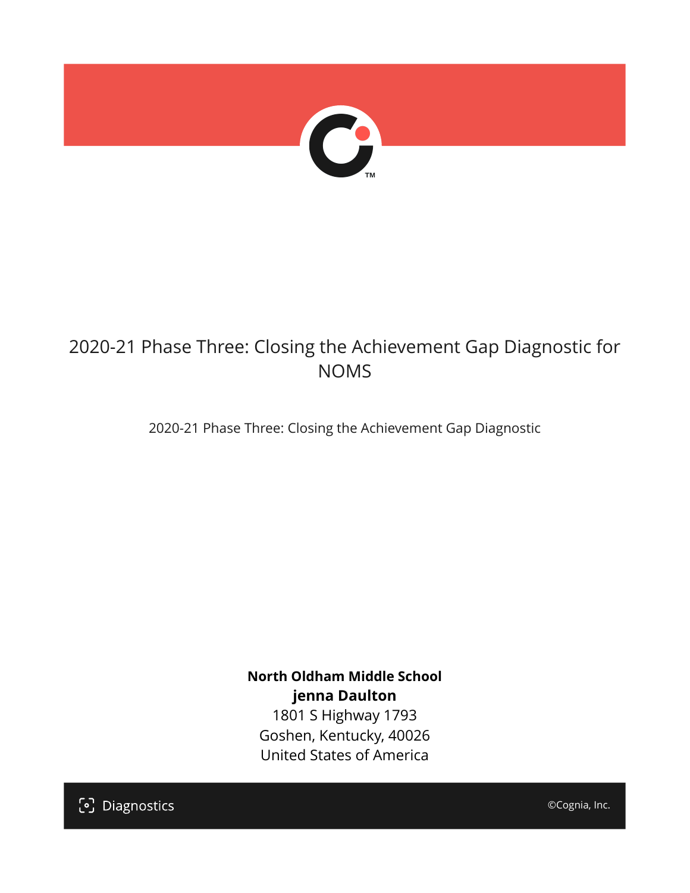# 2020-21 Phase Three: Closing the Achievement Gap Diagnostic for NOMS

2020-21 Phase Three: Closing the Achievement Gap Diagnostic

**North Oldham Middle School**
**jenna Daulton**
1801 S Highway 1793
Goshen, Kentucky, 40026
United States of America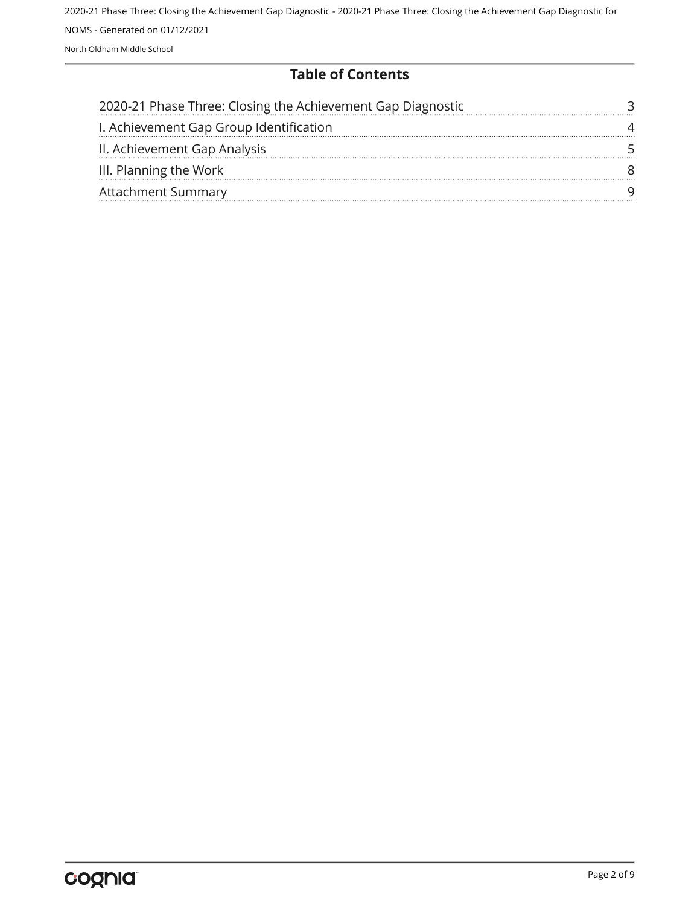# Table of Contents

| | |
|---|---|
| 2020-21 Phase Three: Closing the Achievement Gap Diagnostic | 3 |
| I. Achievement Gap Group Identification | 4 |
| II. Achievement Gap Analysis | 5 |
| III. Planning the Work | 8 |
| Attachment Summary | 9 |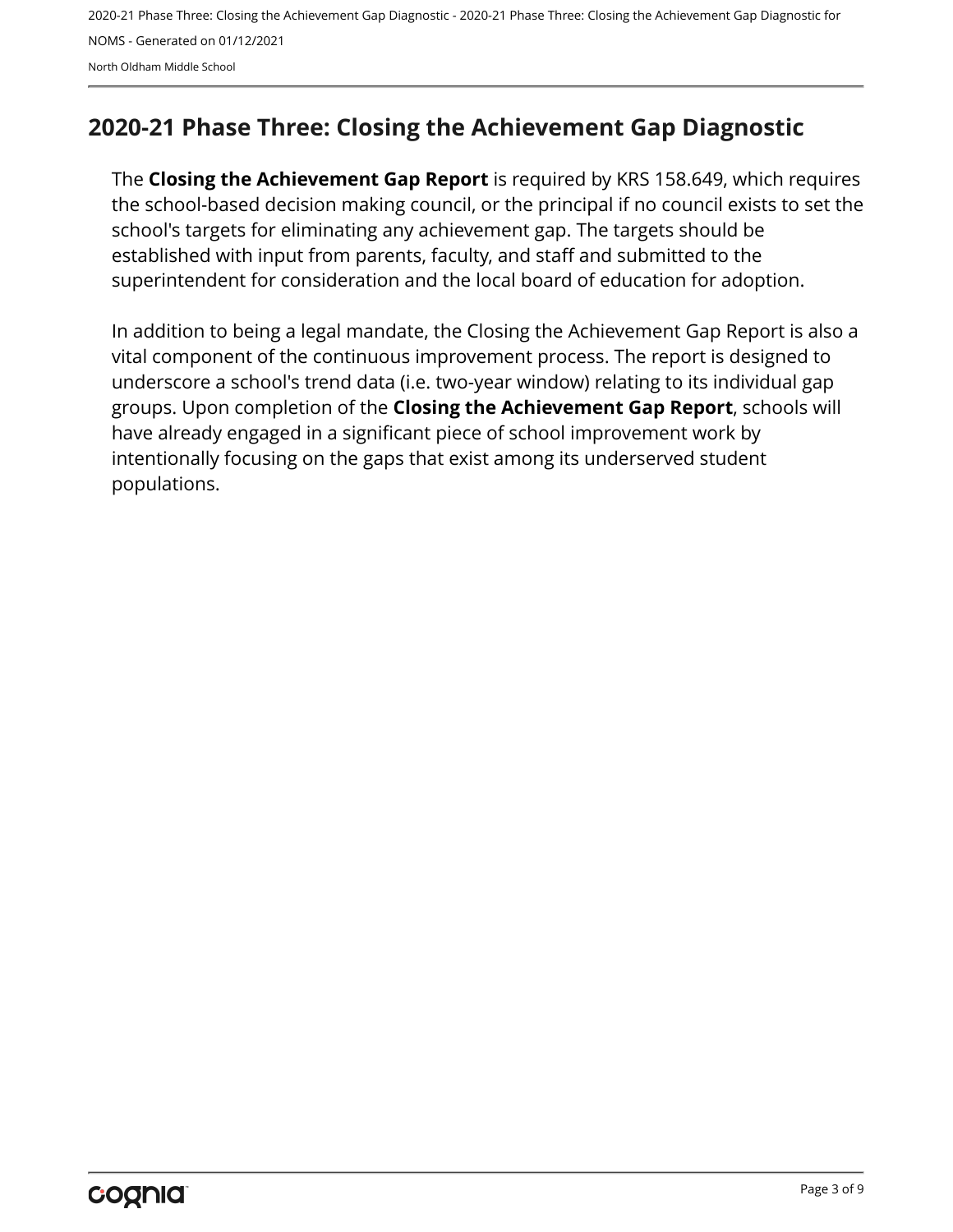## 2020-21 Phase Three: Closing the Achievement Gap Diagnostic

The **Closing the Achievement Gap Report** is required by KRS 158.649, which requires the school-based decision making council, or the principal if no council exists to set the school's targets for eliminating any achievement gap. The targets should be established with input from parents, faculty, and staff and submitted to the superintendent for consideration and the local board of education for adoption.

In addition to being a legal mandate, the Closing the Achievement Gap Report is also a vital component of the continuous improvement process. The report is designed to underscore a school's trend data (i.e. two-year window) relating to its individual gap groups. Upon completion of the **Closing the Achievement Gap Report**, schools will have already engaged in a significant piece of school improvement work by intentionally focusing on the gaps that exist among its underserved student populations.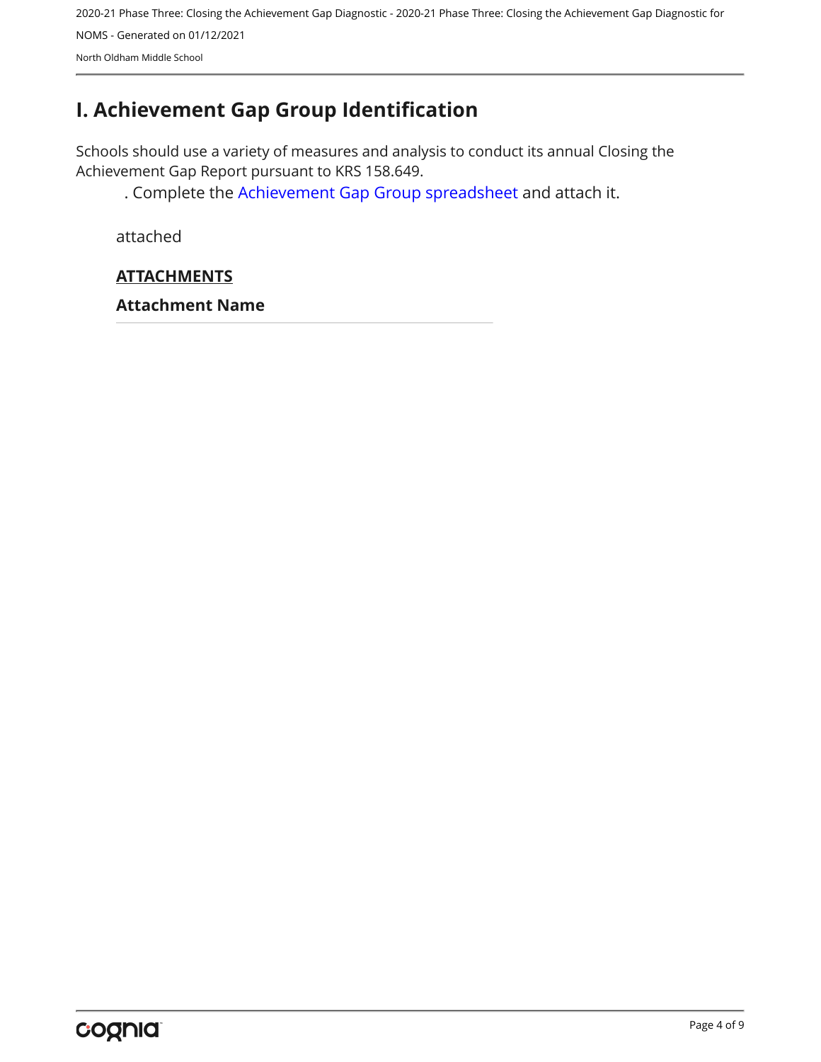# I. Achievement Gap Group Identification

Schools should use a variety of measures and analysis to conduct its annual Closing the Achievement Gap Report pursuant to KRS 158.649.

. Complete the Achievement Gap Group spreadsheet and attach it.

attached

**ATTACHMENTS**

**Attachment Name**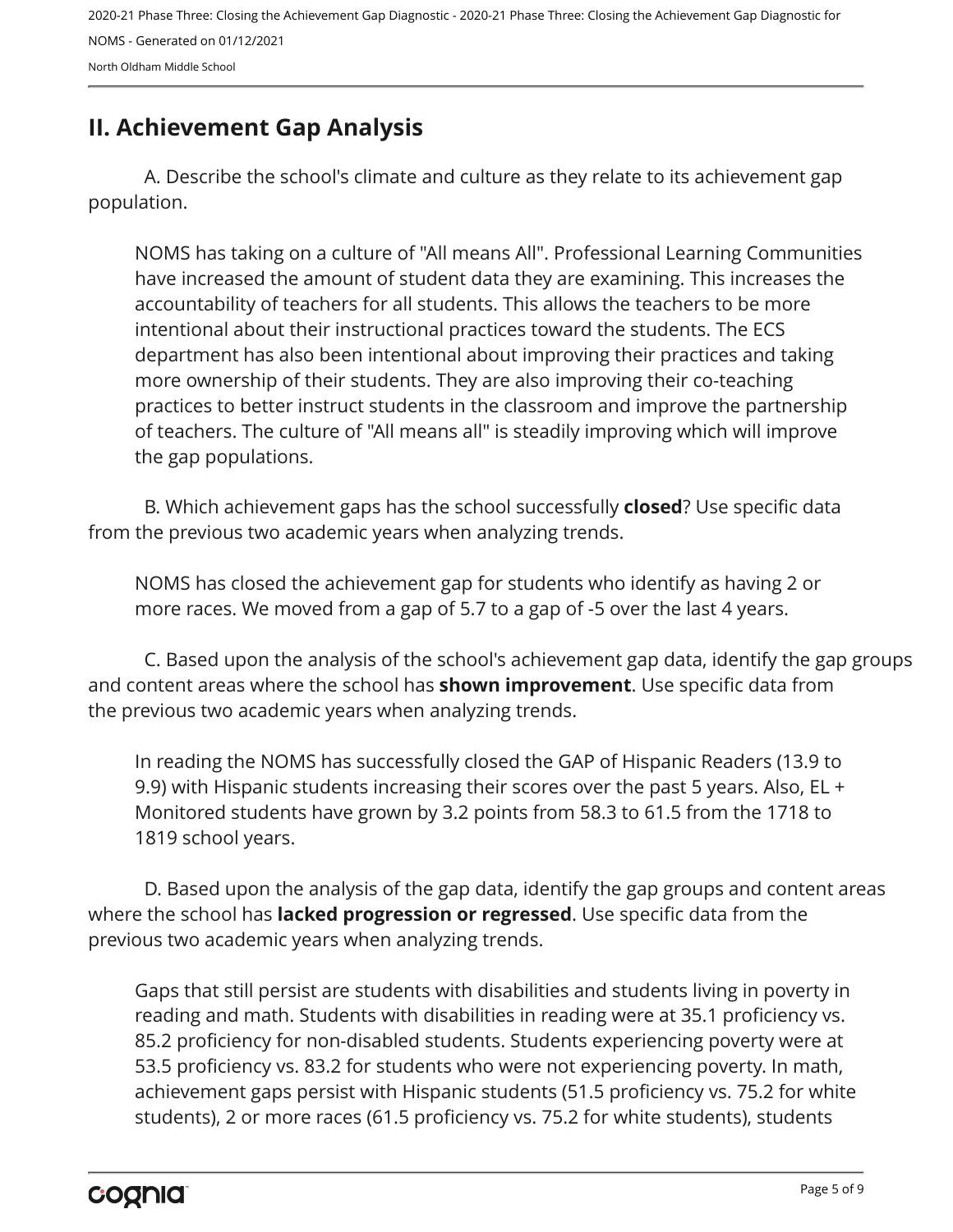## II. Achievement Gap Analysis

A. Describe the school's climate and culture as they relate to its achievement gap population.

NOMS has taking on a culture of "All means All". Professional Learning Communities have increased the amount of student data they are examining. This increases the accountability of teachers for all students. This allows the teachers to be more intentional about their instructional practices toward the students. The ECS department has also been intentional about improving their practices and taking more ownership of their students. They are also improving their co-teaching practices to better instruct students in the classroom and improve the partnership of teachers. The culture of "All means all" is steadily improving which will improve the gap populations.

B. Which achievement gaps has the school successfully **closed**? Use specific data from the previous two academic years when analyzing trends.

NOMS has closed the achievement gap for students who identify as having 2 or more races. We moved from a gap of 5.7 to a gap of -5 over the last 4 years.

C. Based upon the analysis of the school's achievement gap data, identify the gap groups and content areas where the school has **shown improvement**. Use specific data from the previous two academic years when analyzing trends.

In reading the NOMS has successfully closed the GAP of Hispanic Readers (13.9 to 9.9) with Hispanic students increasing their scores over the past 5 years. Also, EL + Monitored students have grown by 3.2 points from 58.3 to 61.5 from the 1718 to 1819 school years.

D. Based upon the analysis of the gap data, identify the gap groups and content areas where the school has **lacked progression or regressed**. Use specific data from the previous two academic years when analyzing trends.

Gaps that still persist are students with disabilities and students living in poverty in reading and math. Students with disabilities in reading were at 35.1 proficiency vs. 85.2 proficiency for non-disabled students. Students experiencing poverty were at 53.5 proficiency vs. 83.2 for students who were not experiencing poverty. In math, achievement gaps persist with Hispanic students (51.5 proficiency vs. 75.2 for white students), 2 or more races (61.5 proficiency vs. 75.2 for white students), students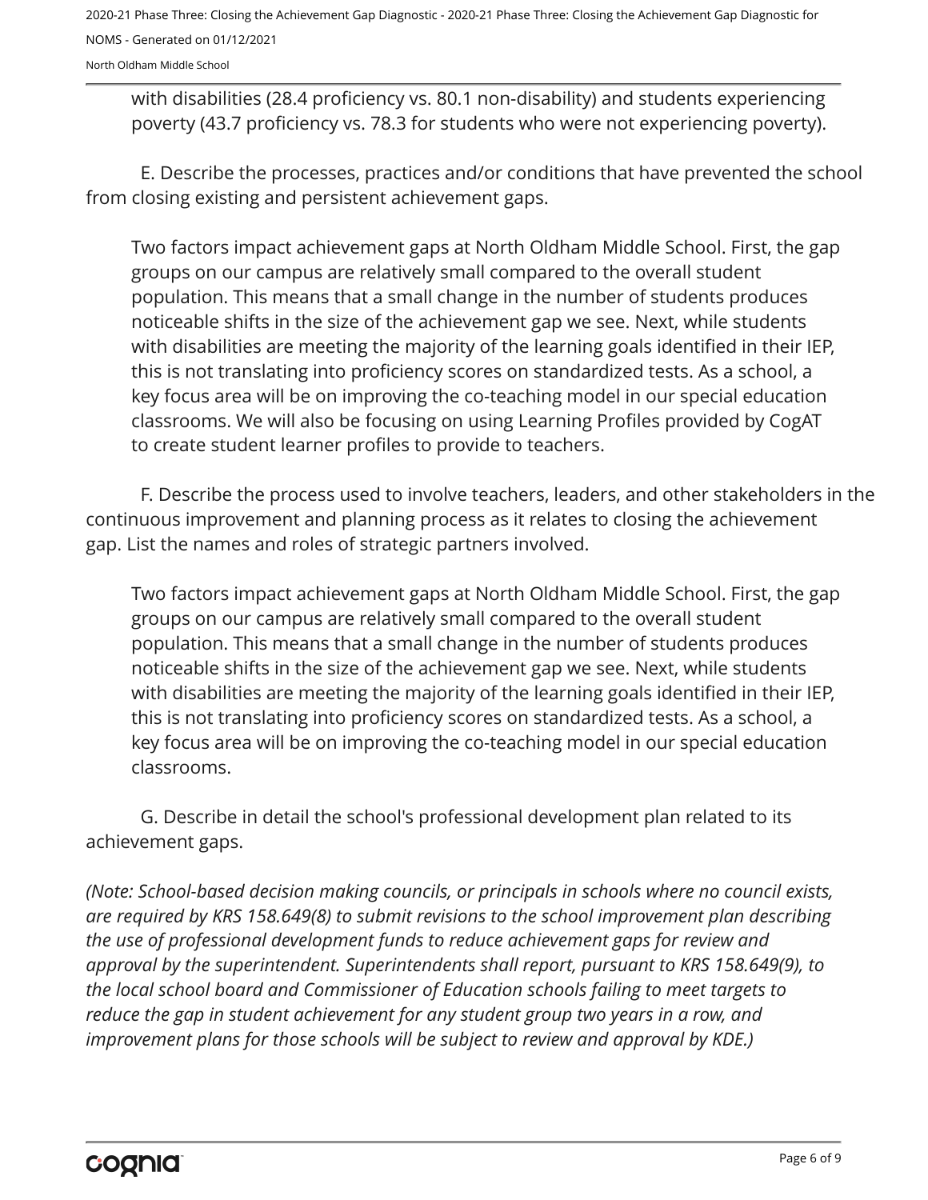with disabilities (28.4 proficiency vs. 80.1 non-disability) and students experiencing poverty (43.7 proficiency vs. 78.3 for students who were not experiencing poverty).

E. Describe the processes, practices and/or conditions that have prevented the school from closing existing and persistent achievement gaps.

Two factors impact achievement gaps at North Oldham Middle School. First, the gap groups on our campus are relatively small compared to the overall student population. This means that a small change in the number of students produces noticeable shifts in the size of the achievement gap we see. Next, while students with disabilities are meeting the majority of the learning goals identified in their IEP, this is not translating into proficiency scores on standardized tests. As a school, a key focus area will be on improving the co-teaching model in our special education classrooms. We will also be focusing on using Learning Profiles provided by CogAT to create student learner profiles to provide to teachers.

F. Describe the process used to involve teachers, leaders, and other stakeholders in the continuous improvement and planning process as it relates to closing the achievement gap. List the names and roles of strategic partners involved.

Two factors impact achievement gaps at North Oldham Middle School. First, the gap groups on our campus are relatively small compared to the overall student population. This means that a small change in the number of students produces noticeable shifts in the size of the achievement gap we see. Next, while students with disabilities are meeting the majority of the learning goals identified in their IEP, this is not translating into proficiency scores on standardized tests. As a school, a key focus area will be on improving the co-teaching model in our special education classrooms.

G. Describe in detail the school's professional development plan related to its achievement gaps.

*(Note: School-based decision making councils, or principals in schools where no council exists, are required by KRS 158.649(8) to submit revisions to the school improvement plan describing the use of professional development funds to reduce achievement gaps for review and approval by the superintendent. Superintendents shall report, pursuant to KRS 158.649(9), to the local school board and Commissioner of Education schools failing to meet targets to reduce the gap in student achievement for any student group two years in a row, and improvement plans for those schools will be subject to review and approval by KDE.)*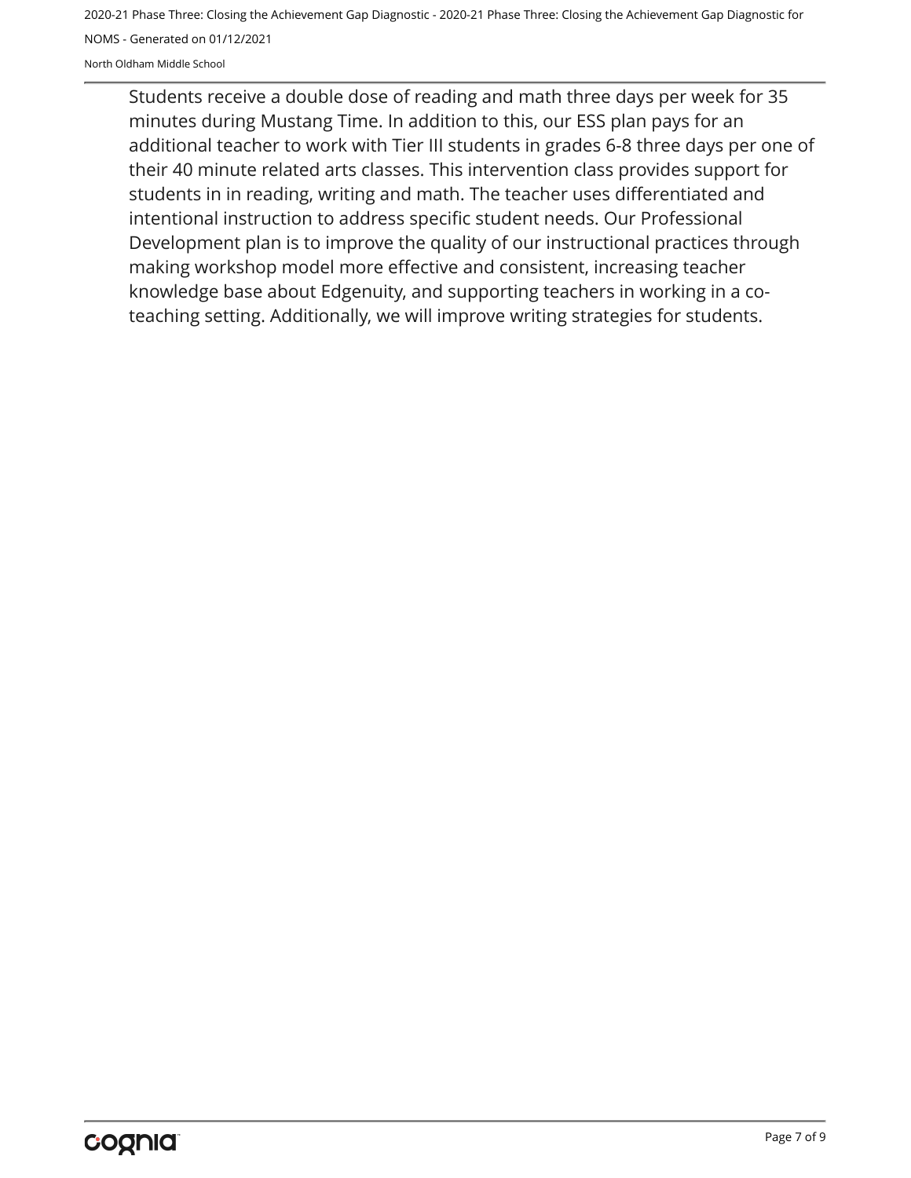Students receive a double dose of reading and math three days per week for 35 minutes during Mustang Time. In addition to this, our ESS plan pays for an additional teacher to work with Tier III students in grades 6-8 three days per one of their 40 minute related arts classes. This intervention class provides support for students in in reading, writing and math. The teacher uses differentiated and intentional instruction to address specific student needs. Our Professional Development plan is to improve the quality of our instructional practices through making workshop model more effective and consistent, increasing teacher knowledge base about Edgenuity, and supporting teachers in working in a co-teaching setting. Additionally, we will improve writing strategies for students.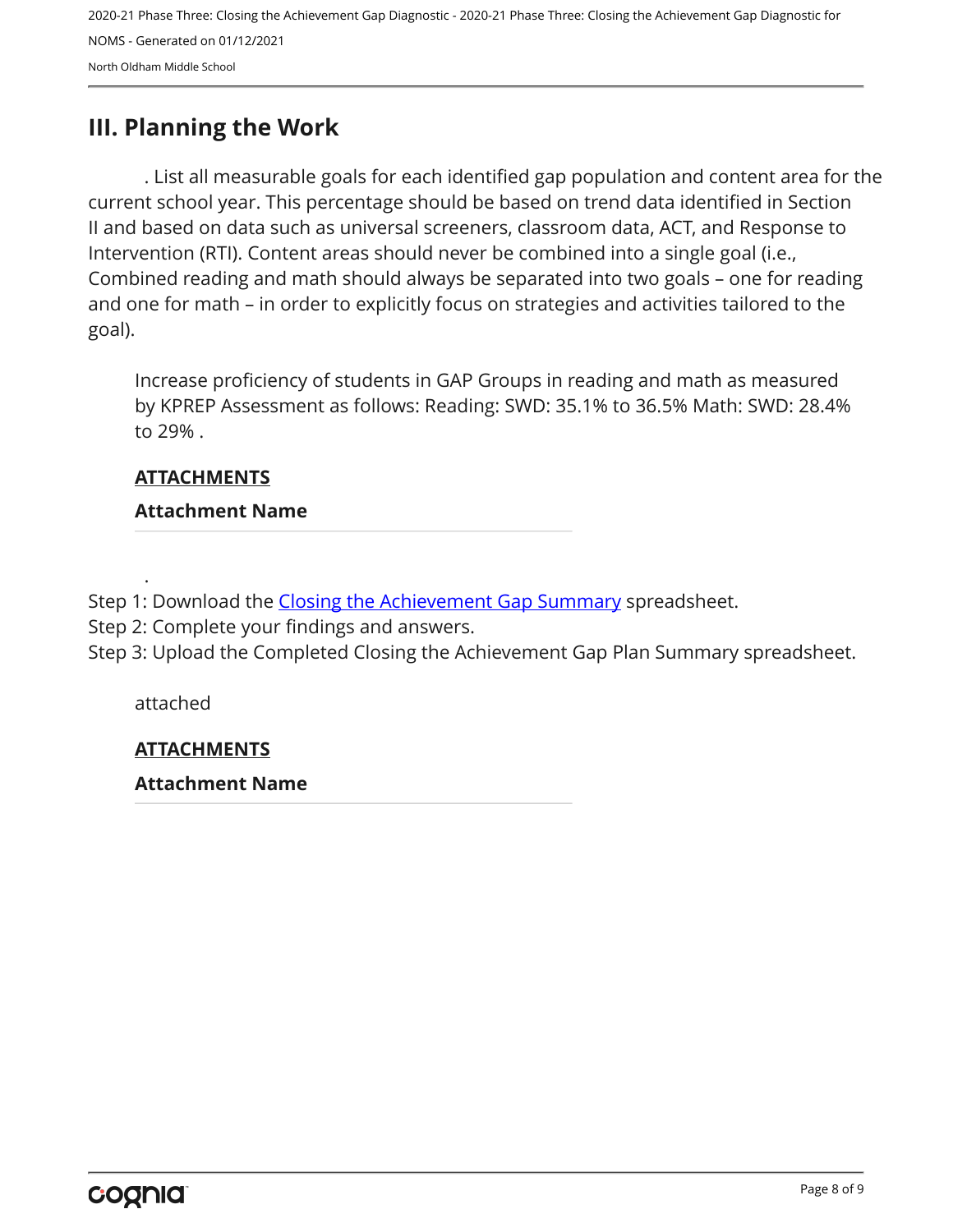## III. Planning the Work

. List all measurable goals for each identified gap population and content area for the current school year. This percentage should be based on trend data identified in Section II and based on data such as universal screeners, classroom data, ACT, and Response to Intervention (RTI). Content areas should never be combined into a single goal (i.e., Combined reading and math should always be separated into two goals – one for reading and one for math – in order to explicitly focus on strategies and activities tailored to the goal).

Increase proficiency of students in GAP Groups in reading and math as measured by KPREP Assessment as follows: Reading: SWD: 35.1% to 36.5% Math: SWD: 28.4% to 29% .

**ATTACHMENTS**

**Attachment Name**

.

Step 1: Download the [Closing the Achievement Gap Summary]() spreadsheet.
Step 2: Complete your findings and answers.
Step 3: Upload the Completed Closing the Achievement Gap Plan Summary spreadsheet.

attached

**ATTACHMENTS**

**Attachment Name**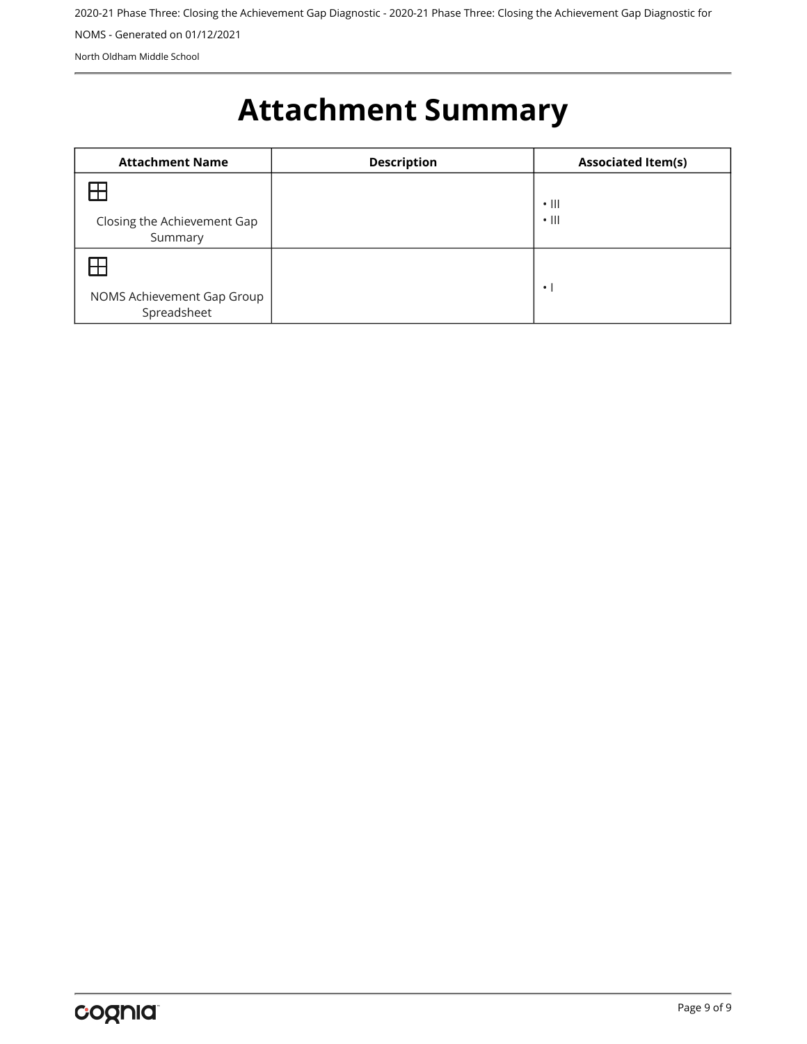# Attachment Summary

| Attachment Name | Description | Associated Item(s) |
|---|---|---|
| Closing the Achievement Gap Summary | | • III<br>• III |
| NOMS Achievement Gap Group Spreadsheet | | • I |